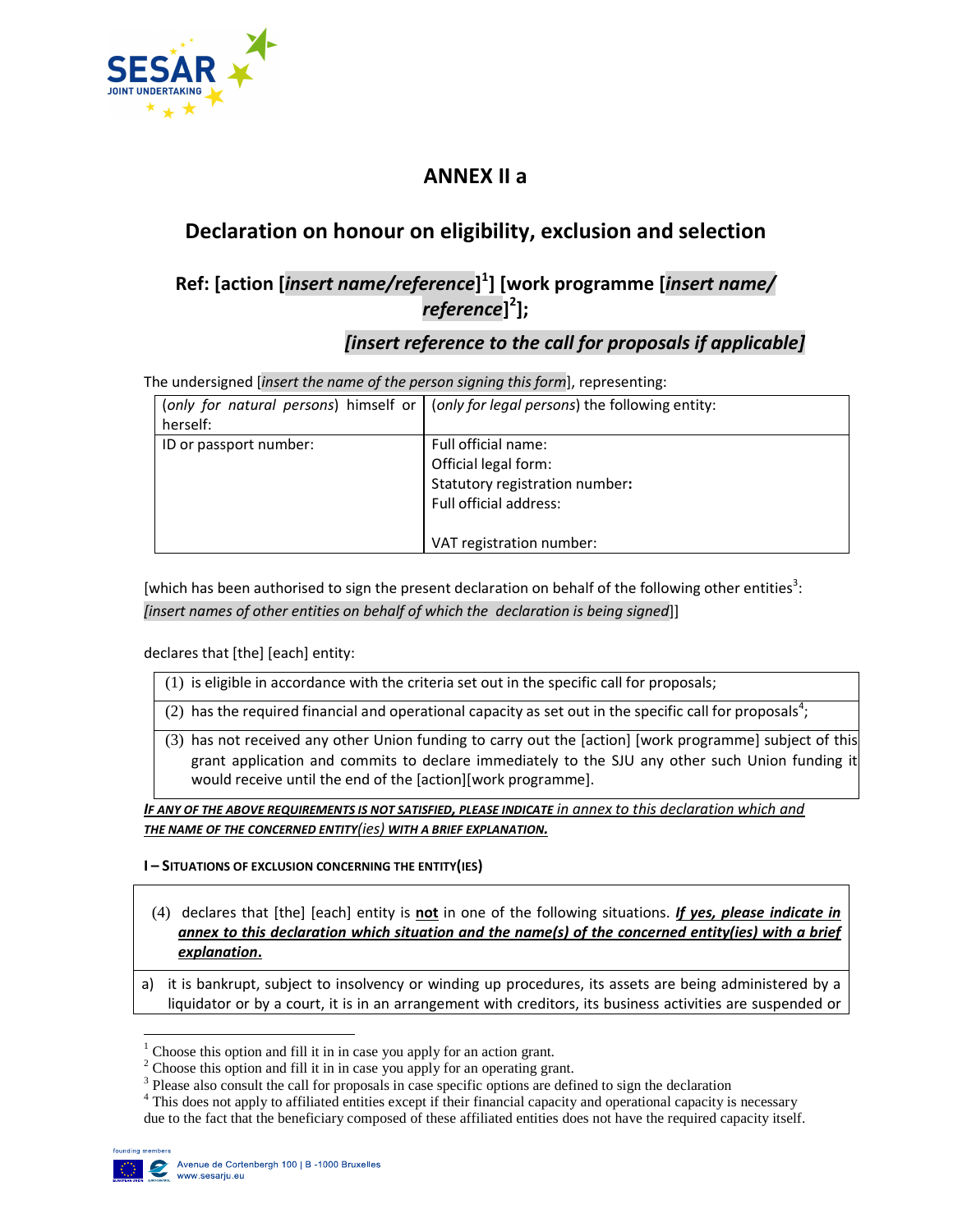# ANNEX II a

## Declaration on honour on eligibility, exclusion and selection

### Ref: [action [*insert name/reference*][1]] [work programme [*insert name/ reference*][2]];

### *[insert reference to the call for proposals if applicable]*

The undersigned [*insert the name of the person signing this form*], representing:

| (*only for natural persons*) himself or herself: | (*only for legal persons*) the following entity: |
|---|---|
| ID or passport number: | Full official name:<br>Official legal form:<br>Statutory registration number:<br>Full official address:<br><br>VAT registration number: |

[which has been authorised to sign the present declaration on behalf of the following other entities[3]:
*[insert names of other entities on behalf of which the declaration is being signed*]]

declares that [the] [each] entity:

| |
|---|
| (1) is eligible in accordance with the criteria set out in the specific call for proposals; |
| (2) has the required financial and operational capacity as set out in the specific call for proposals[4]; |
| (3) has not received any other Union funding to carry out the [action] [work programme] subject of this grant application and commits to declare immediately to the SJU any other such Union funding it would receive until the end of the [action][work programme]. |

***IF ANY OF THE ABOVE REQUIREMENTS IS NOT SATISFIED, PLEASE INDICATE** in annex to this declaration which and **THE NAME OF THE CONCERNED ENTITY**(ies) **WITH A BRIEF EXPLANATION.***

**I – SITUATIONS OF EXCLUSION CONCERNING THE ENTITY(IES)**

| |
|---|
| (4) declares that [the] [each] entity is **not** in one of the following situations. ***If yes, please indicate in annex to this declaration which situation and the name(s) of the concerned entity(ies) with a brief explanation.*** |
| a) it is bankrupt, subject to insolvency or winding up procedures, its assets are being administered by a liquidator or by a court, it is in an arrangement with creditors, its business activities are suspended or |

[1] Choose this option and fill it in in case you apply for an action grant.
[2] Choose this option and fill it in in case you apply for an operating grant.
[3] Please also consult the call for proposals in case specific options are defined to sign the declaration
[4] This does not apply to affiliated entities except if their financial capacity and operational capacity is necessary due to the fact that the beneficiary composed of these affiliated entities does not have the required capacity itself.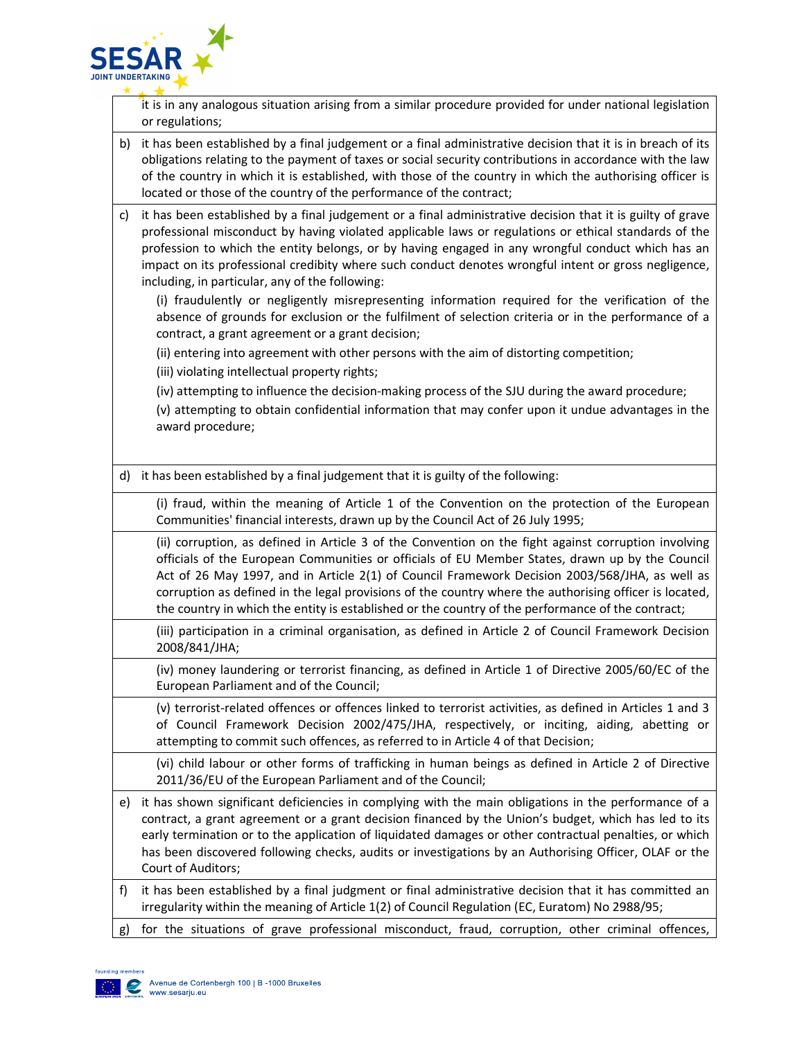it is in any analogous situation arising from a similar procedure provided for under national legislation or regulations;

b) it has been established by a final judgement or a final administrative decision that it is in breach of its obligations relating to the payment of taxes or social security contributions in accordance with the law of the country in which it is established, with those of the country in which the authorising officer is located or those of the country of the performance of the contract;

c) it has been established by a final judgement or a final administrative decision that it is guilty of grave professional misconduct by having violated applicable laws or regulations or ethical standards of the profession to which the entity belongs, or by having engaged in any wrongful conduct which has an impact on its professional credibility where such conduct denotes wrongful intent or gross negligence, including, in particular, any of the following:

   (i) fraudulently or negligently misrepresenting information required for the verification of the absence of grounds for exclusion or the fulfilment of selection criteria or in the performance of a contract, a grant agreement or a grant decision;

   (ii) entering into agreement with other persons with the aim of distorting competition;

   (iii) violating intellectual property rights;

   (iv) attempting to influence the decision-making process of the SJU during the award procedure;

   (v) attempting to obtain confidential information that may confer upon it undue advantages in the award procedure;

d) it has been established by a final judgement that it is guilty of the following:

   (i) fraud, within the meaning of Article 1 of the Convention on the protection of the European Communities' financial interests, drawn up by the Council Act of 26 July 1995;

   (ii) corruption, as defined in Article 3 of the Convention on the fight against corruption involving officials of the European Communities or officials of EU Member States, drawn up by the Council Act of 26 May 1997, and in Article 2(1) of Council Framework Decision 2003/568/JHA, as well as corruption as defined in the legal provisions of the country where the authorising officer is located, the country in which the entity is established or the country of the performance of the contract;

   (iii) participation in a criminal organisation, as defined in Article 2 of Council Framework Decision 2008/841/JHA;

   (iv) money laundering or terrorist financing, as defined in Article 1 of Directive 2005/60/EC of the European Parliament and of the Council;

   (v) terrorist-related offences or offences linked to terrorist activities, as defined in Articles 1 and 3 of Council Framework Decision 2002/475/JHA, respectively, or inciting, aiding, abetting or attempting to commit such offences, as referred to in Article 4 of that Decision;

   (vi) child labour or other forms of trafficking in human beings as defined in Article 2 of Directive 2011/36/EU of the European Parliament and of the Council;

e) it has shown significant deficiencies in complying with the main obligations in the performance of a contract, a grant agreement or a grant decision financed by the Union's budget, which has led to its early termination or to the application of liquidated damages or other contractual penalties, or which has been discovered following checks, audits or investigations by an Authorising Officer, OLAF or the Court of Auditors;

f) it has been established by a final judgment or final administrative decision that it has committed an irregularity within the meaning of Article 1(2) of Council Regulation (EC, Euratom) No 2988/95;

g) for the situations of grave professional misconduct, fraud, corruption, other criminal offences,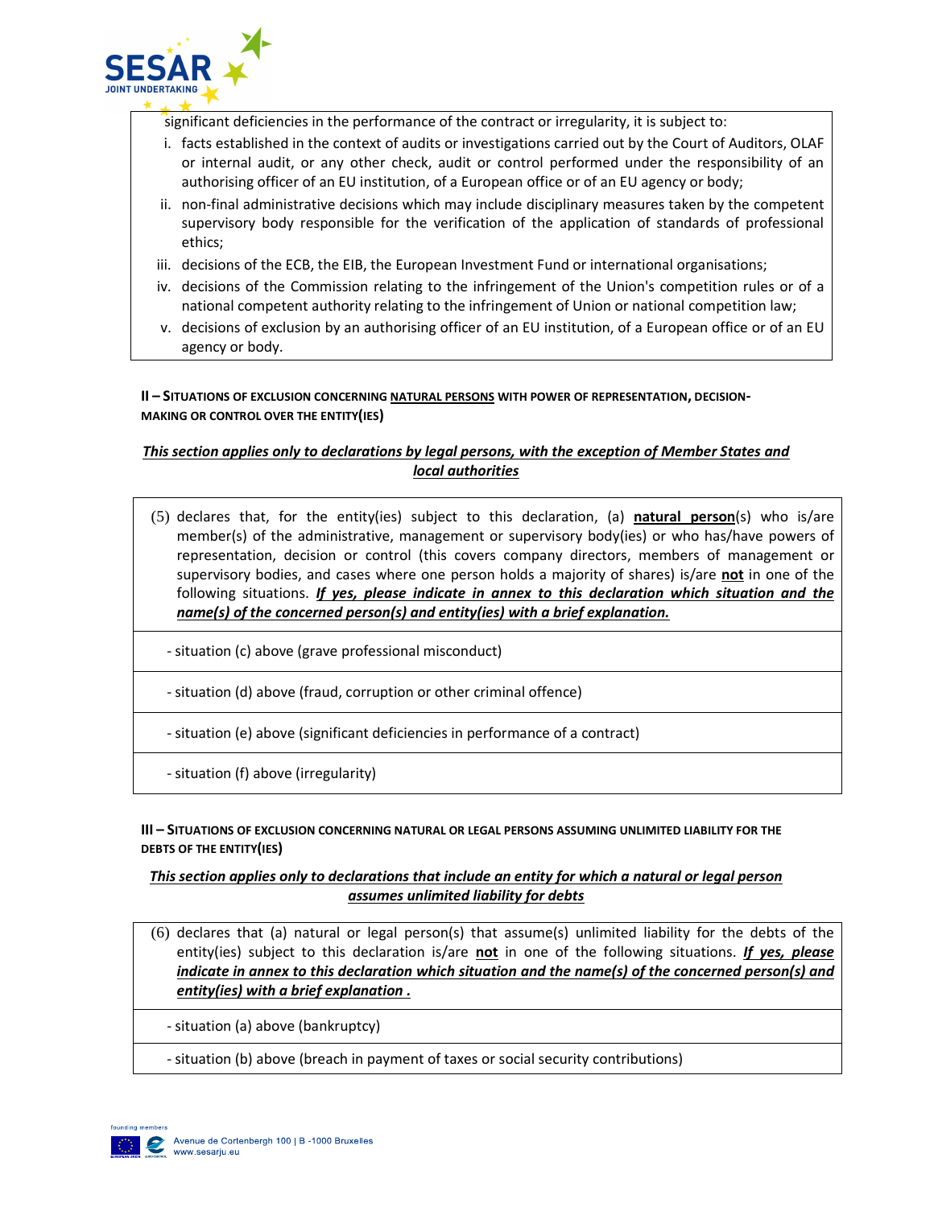significant deficiencies in the performance of the contract or irregularity, it is subject to:

i. facts established in the context of audits or investigations carried out by the Court of Auditors, OLAF or internal audit, or any other check, audit or control performed under the responsibility of an authorising officer of an EU institution, of a European office or of an EU agency or body;

ii. non-final administrative decisions which may include disciplinary measures taken by the competent supervisory body responsible for the verification of the application of standards of professional ethics;

iii. decisions of the ECB, the EIB, the European Investment Fund or international organisations;

iv. decisions of the Commission relating to the infringement of the Union's competition rules or of a national competent authority relating to the infringement of Union or national competition law;

v. decisions of exclusion by an authorising officer of an EU institution, of a European office or of an EU agency or body.

### II – Situations of exclusion concerning natural persons with power of representation, decision-making or control over the entity(ies)

***This section applies only to declarations by legal persons, with the exception of Member States and local authorities***

| (5) declares that, for the entity(ies) subject to this declaration, (a) **natural person**(s) who is/are member(s) of the administrative, management or supervisory body(ies) or who has/have powers of representation, decision or control (this covers company directors, members of management or supervisory bodies, and cases where one person holds a majority of shares) is/are **not** in one of the following situations. ***If yes, please indicate in annex to this declaration which situation and the name(s) of the concerned person(s) and entity(ies) with a brief explanation.*** |
|---|
| - situation (c) above (grave professional misconduct) |
| - situation (d) above (fraud, corruption or other criminal offence) |
| - situation (e) above (significant deficiencies in performance of a contract) |
| - situation (f) above (irregularity) |

### III – Situations of exclusion concerning natural or legal persons assuming unlimited liability for the debts of the entity(ies)

***This section applies only to declarations that include an entity for which a natural or legal person assumes unlimited liability for debts***

| (6) declares that (a) natural or legal person(s) that assume(s) unlimited liability for the debts of the entity(ies) subject to this declaration is/are **not** in one of the following situations. ***If yes, please indicate in annex to this declaration which situation and the name(s) of the concerned person(s) and entity(ies) with a brief explanation .*** |
|---|
| - situation (a) above (bankruptcy) |
| - situation (b) above (breach in payment of taxes or social security contributions) |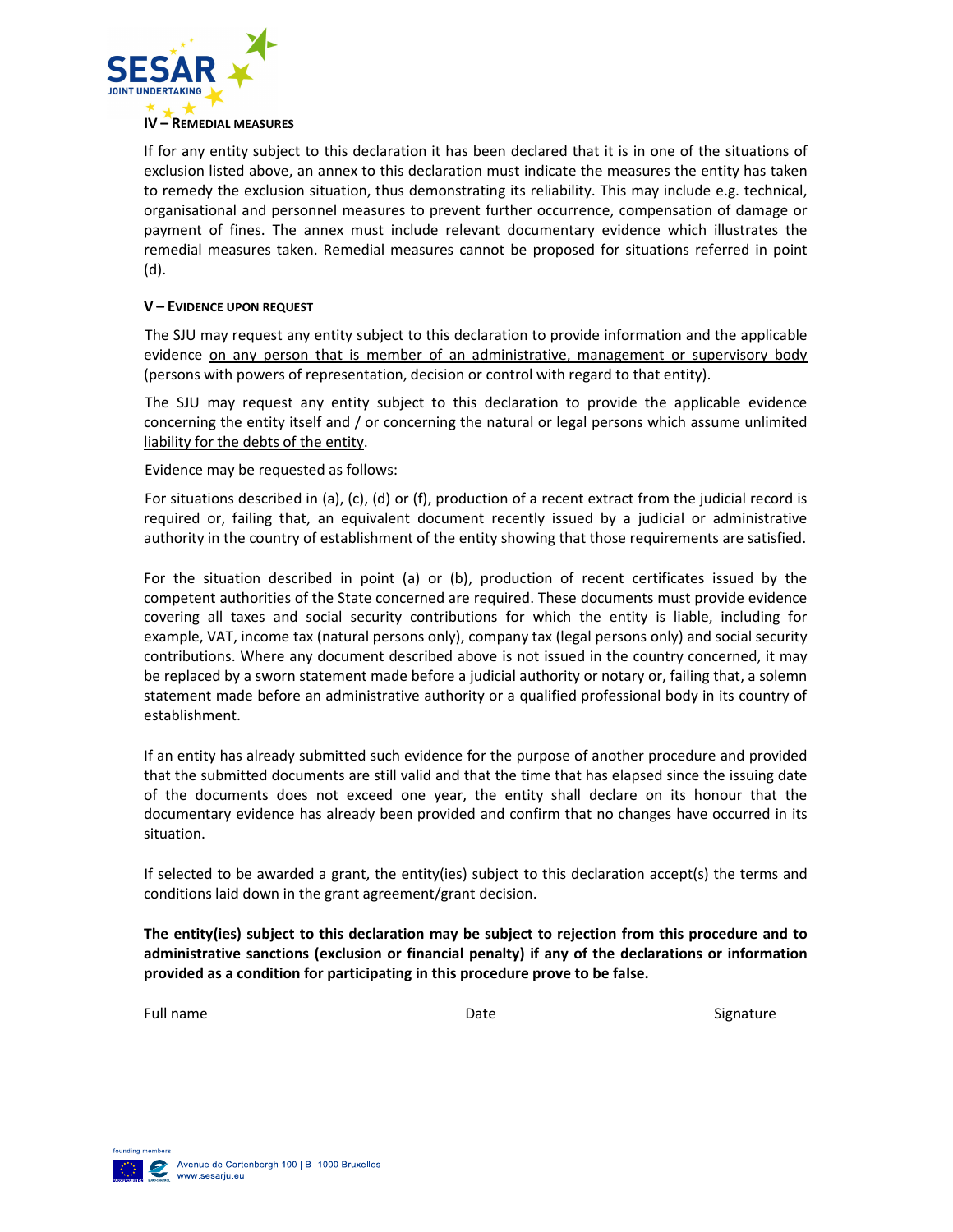## IV – Remedial measures

If for any entity subject to this declaration it has been declared that it is in one of the situations of exclusion listed above, an annex to this declaration must indicate the measures the entity has taken to remedy the exclusion situation, thus demonstrating its reliability. This may include e.g. technical, organisational and personnel measures to prevent further occurrence, compensation of damage or payment of fines. The annex must include relevant documentary evidence which illustrates the remedial measures taken. Remedial measures cannot be proposed for situations referred in point (d).

## V – Evidence upon request

The SJU may request any entity subject to this declaration to provide information and the applicable evidence on any person that is member of an administrative, management or supervisory body (persons with powers of representation, decision or control with regard to that entity).

The SJU may request any entity subject to this declaration to provide the applicable evidence concerning the entity itself and / or concerning the natural or legal persons which assume unlimited liability for the debts of the entity.

Evidence may be requested as follows:

For situations described in (a), (c), (d) or (f), production of a recent extract from the judicial record is required or, failing that, an equivalent document recently issued by a judicial or administrative authority in the country of establishment of the entity showing that those requirements are satisfied.

For the situation described in point (a) or (b), production of recent certificates issued by the competent authorities of the State concerned are required. These documents must provide evidence covering all taxes and social security contributions for which the entity is liable, including for example, VAT, income tax (natural persons only), company tax (legal persons only) and social security contributions. Where any document described above is not issued in the country concerned, it may be replaced by a sworn statement made before a judicial authority or notary or, failing that, a solemn statement made before an administrative authority or a qualified professional body in its country of establishment.

If an entity has already submitted such evidence for the purpose of another procedure and provided that the submitted documents are still valid and that the time that has elapsed since the issuing date of the documents does not exceed one year, the entity shall declare on its honour that the documentary evidence has already been provided and confirm that no changes have occurred in its situation.

If selected to be awarded a grant, the entity(ies) subject to this declaration accept(s) the terms and conditions laid down in the grant agreement/grant decision.

**The entity(ies) subject to this declaration may be subject to rejection from this procedure and to administrative sanctions (exclusion or financial penalty) if any of the declarations or information provided as a condition for participating in this procedure prove to be false.**

Full name    Date    Signature